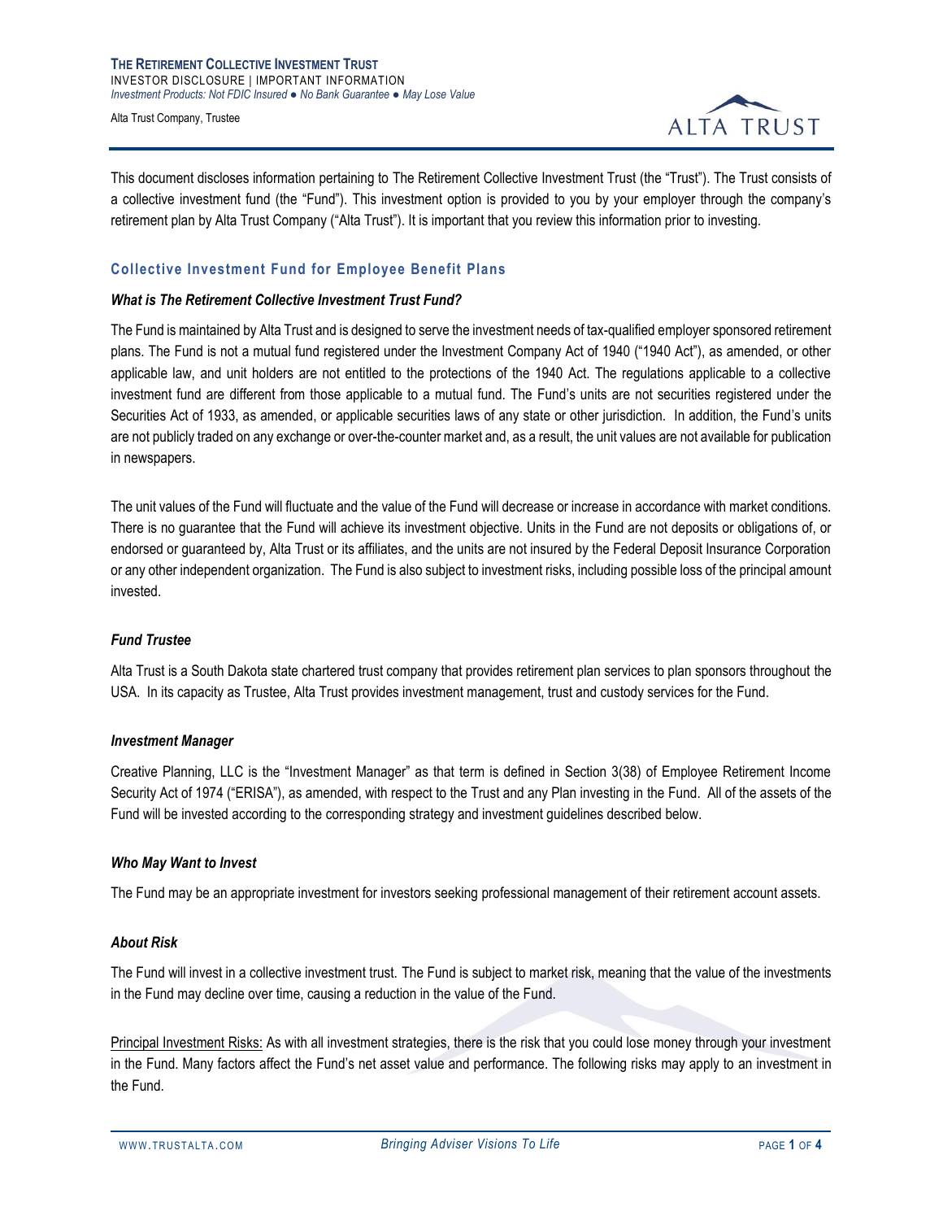**THE RETIREMENT COLLECTIVE INVESTMENT TRUST**
INVESTOR DISCLOSURE | IMPORTANT INFORMATION
*Investment Products: Not FDIC Insured ● No Bank Guarantee ● May Lose Value*

Alta Trust Company, Trustee

This document discloses information pertaining to The Retirement Collective Investment Trust (the "Trust"). The Trust consists of a collective investment fund (the "Fund"). This investment option is provided to you by your employer through the company's retirement plan by Alta Trust Company ("Alta Trust"). It is important that you review this information prior to investing.

## Collective Investment Fund for Employee Benefit Plans

### *What is The Retirement Collective Investment Trust Fund?*

The Fund is maintained by Alta Trust and is designed to serve the investment needs of tax-qualified employer sponsored retirement plans. The Fund is not a mutual fund registered under the Investment Company Act of 1940 ("1940 Act"), as amended, or other applicable law, and unit holders are not entitled to the protections of the 1940 Act. The regulations applicable to a collective investment fund are different from those applicable to a mutual fund. The Fund's units are not securities registered under the Securities Act of 1933, as amended, or applicable securities laws of any state or other jurisdiction. In addition, the Fund's units are not publicly traded on any exchange or over-the-counter market and, as a result, the unit values are not available for publication in newspapers.

The unit values of the Fund will fluctuate and the value of the Fund will decrease or increase in accordance with market conditions. There is no guarantee that the Fund will achieve its investment objective. Units in the Fund are not deposits or obligations of, or endorsed or guaranteed by, Alta Trust or its affiliates, and the units are not insured by the Federal Deposit Insurance Corporation or any other independent organization. The Fund is also subject to investment risks, including possible loss of the principal amount invested.

### *Fund Trustee*

Alta Trust is a South Dakota state chartered trust company that provides retirement plan services to plan sponsors throughout the USA. In its capacity as Trustee, Alta Trust provides investment management, trust and custody services for the Fund.

### *Investment Manager*

Creative Planning, LLC is the "Investment Manager" as that term is defined in Section 3(38) of Employee Retirement Income Security Act of 1974 ("ERISA"), as amended, with respect to the Trust and any Plan investing in the Fund. All of the assets of the Fund will be invested according to the corresponding strategy and investment guidelines described below.

### *Who May Want to Invest*

The Fund may be an appropriate investment for investors seeking professional management of their retirement account assets.

### *About Risk*

The Fund will invest in a collective investment trust. The Fund is subject to market risk, meaning that the value of the investments in the Fund may decline over time, causing a reduction in the value of the Fund.

<u>Principal Investment Risks:</u> As with all investment strategies, there is the risk that you could lose money through your investment in the Fund. Many factors affect the Fund's net asset value and performance. The following risks may apply to an investment in the Fund.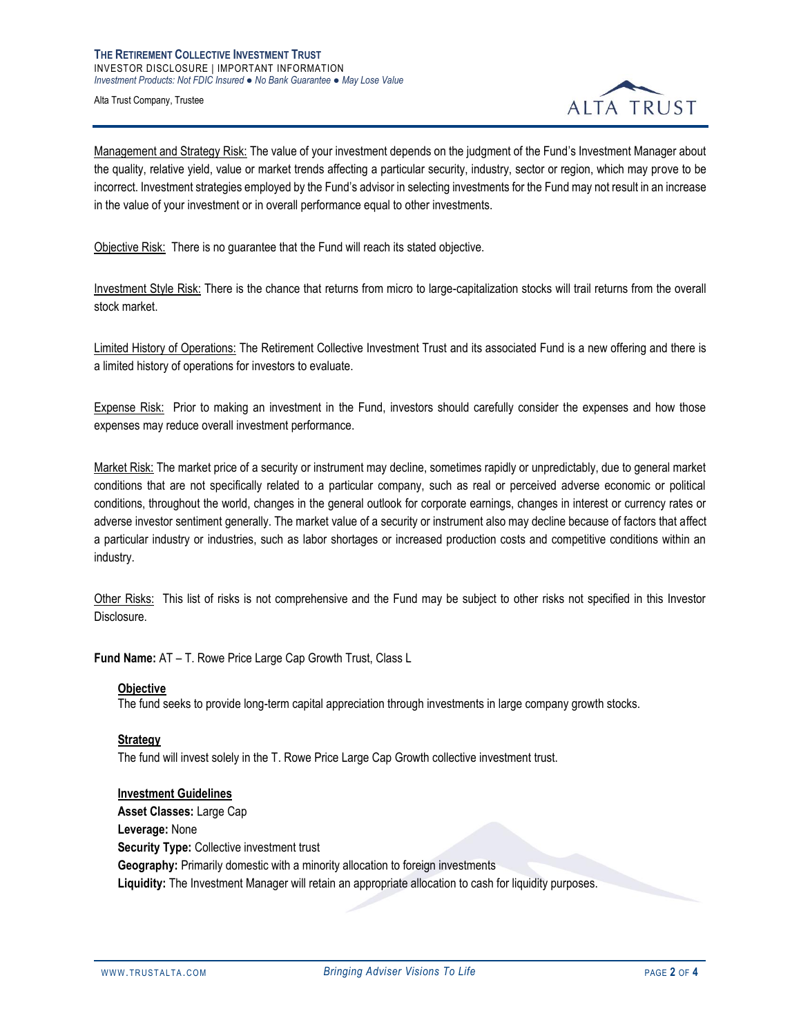Management and Strategy Risk: The value of your investment depends on the judgment of the Fund's Investment Manager about the quality, relative yield, value or market trends affecting a particular security, industry, sector or region, which may prove to be incorrect. Investment strategies employed by the Fund's advisor in selecting investments for the Fund may not result in an increase in the value of your investment or in overall performance equal to other investments.

Objective Risk: There is no guarantee that the Fund will reach its stated objective.

Investment Style Risk: There is the chance that returns from micro to large-capitalization stocks will trail returns from the overall stock market.

Limited History of Operations: The Retirement Collective Investment Trust and its associated Fund is a new offering and there is a limited history of operations for investors to evaluate.

Expense Risk: Prior to making an investment in the Fund, investors should carefully consider the expenses and how those expenses may reduce overall investment performance.

Market Risk: The market price of a security or instrument may decline, sometimes rapidly or unpredictably, due to general market conditions that are not specifically related to a particular company, such as real or perceived adverse economic or political conditions, throughout the world, changes in the general outlook for corporate earnings, changes in interest or currency rates or adverse investor sentiment generally. The market value of a security or instrument also may decline because of factors that affect a particular industry or industries, such as labor shortages or increased production costs and competitive conditions within an industry.

Other Risks: This list of risks is not comprehensive and the Fund may be subject to other risks not specified in this Investor Disclosure.

**Fund Name:** AT – T. Rowe Price Large Cap Growth Trust, Class L

**Objective**

The fund seeks to provide long-term capital appreciation through investments in large company growth stocks.

**Strategy**

The fund will invest solely in the T. Rowe Price Large Cap Growth collective investment trust.

**Investment Guidelines**

**Asset Classes:** Large Cap
**Leverage:** None
**Security Type:** Collective investment trust
**Geography:** Primarily domestic with a minority allocation to foreign investments
**Liquidity:** The Investment Manager will retain an appropriate allocation to cash for liquidity purposes.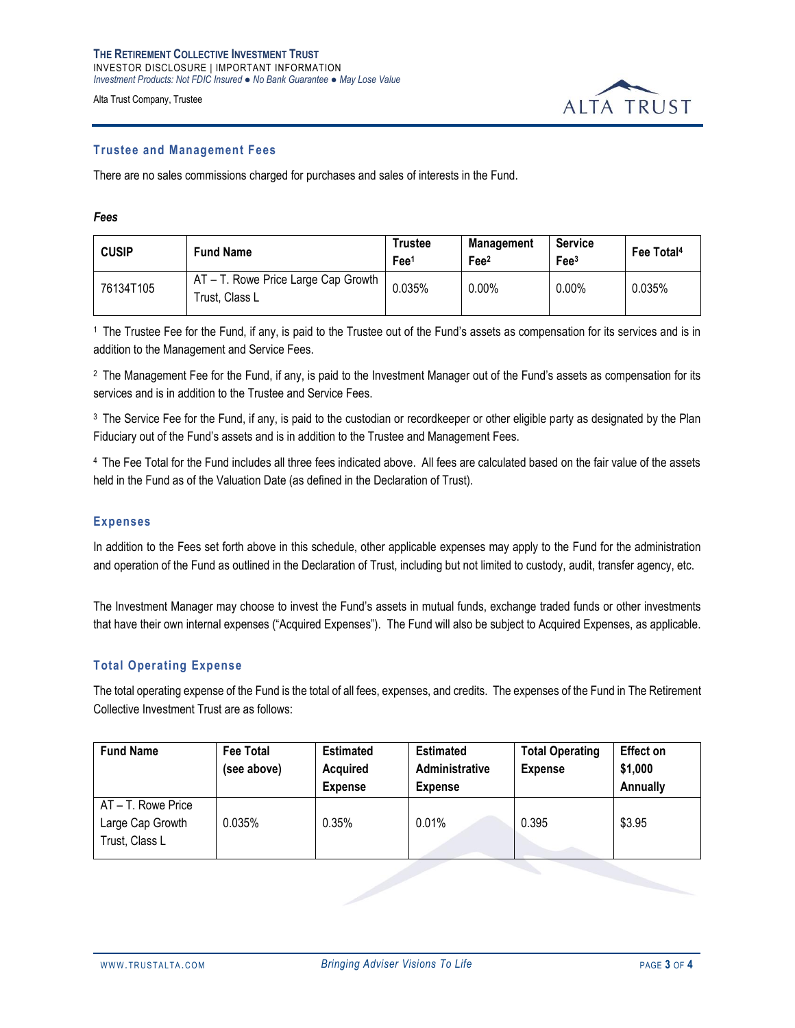## Trustee and Management Fees

There are no sales commissions charged for purchases and sales of interests in the Fund.

***Fees***

| CUSIP | Fund Name | Trustee Fee[1] | Management Fee[2] | Service Fee[3] | Fee Total[4] |
|---|---|---|---|---|---|
| 76134T105 | AT – T. Rowe Price Large Cap Growth Trust, Class L | 0.035% | 0.00% | 0.00% | 0.035% |

[1] The Trustee Fee for the Fund, if any, is paid to the Trustee out of the Fund's assets as compensation for its services and is in addition to the Management and Service Fees.

[2] The Management Fee for the Fund, if any, is paid to the Investment Manager out of the Fund's assets as compensation for its services and is in addition to the Trustee and Service Fees.

[3] The Service Fee for the Fund, if any, is paid to the custodian or recordkeeper or other eligible party as designated by the Plan Fiduciary out of the Fund's assets and is in addition to the Trustee and Management Fees.

[4] The Fee Total for the Fund includes all three fees indicated above. All fees are calculated based on the fair value of the assets held in the Fund as of the Valuation Date (as defined in the Declaration of Trust).

## Expenses

In addition to the Fees set forth above in this schedule, other applicable expenses may apply to the Fund for the administration and operation of the Fund as outlined in the Declaration of Trust, including but not limited to custody, audit, transfer agency, etc.

The Investment Manager may choose to invest the Fund's assets in mutual funds, exchange traded funds or other investments that have their own internal expenses ("Acquired Expenses"). The Fund will also be subject to Acquired Expenses, as applicable.

## Total Operating Expense

The total operating expense of the Fund is the total of all fees, expenses, and credits. The expenses of the Fund in The Retirement Collective Investment Trust are as follows:

| Fund Name | Fee Total (see above) | Estimated Acquired Expense | Estimated Administrative Expense | Total Operating Expense | Effect on $1,000 Annually |
|---|---|---|---|---|---|
| AT – T. Rowe Price Large Cap Growth Trust, Class L | 0.035% | 0.35% | 0.01% | 0.395 | $3.95 |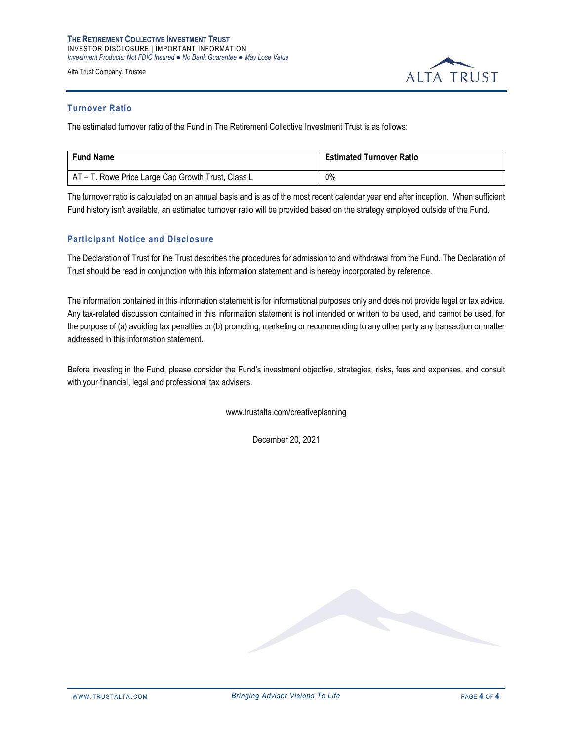## Turnover Ratio

The estimated turnover ratio of the Fund in The Retirement Collective Investment Trust is as follows:

| Fund Name | Estimated Turnover Ratio |
|---|---|
| AT – T. Rowe Price Large Cap Growth Trust, Class L | 0% |

The turnover ratio is calculated on an annual basis and is as of the most recent calendar year end after inception. When sufficient Fund history isn't available, an estimated turnover ratio will be provided based on the strategy employed outside of the Fund.

## Participant Notice and Disclosure

The Declaration of Trust for the Trust describes the procedures for admission to and withdrawal from the Fund. The Declaration of Trust should be read in conjunction with this information statement and is hereby incorporated by reference.

The information contained in this information statement is for informational purposes only and does not provide legal or tax advice. Any tax-related discussion contained in this information statement is not intended or written to be used, and cannot be used, for the purpose of (a) avoiding tax penalties or (b) promoting, marketing or recommending to any other party any transaction or matter addressed in this information statement.

Before investing in the Fund, please consider the Fund's investment objective, strategies, risks, fees and expenses, and consult with your financial, legal and professional tax advisers.

www.trustalta.com/creativeplanning

December 20, 2021